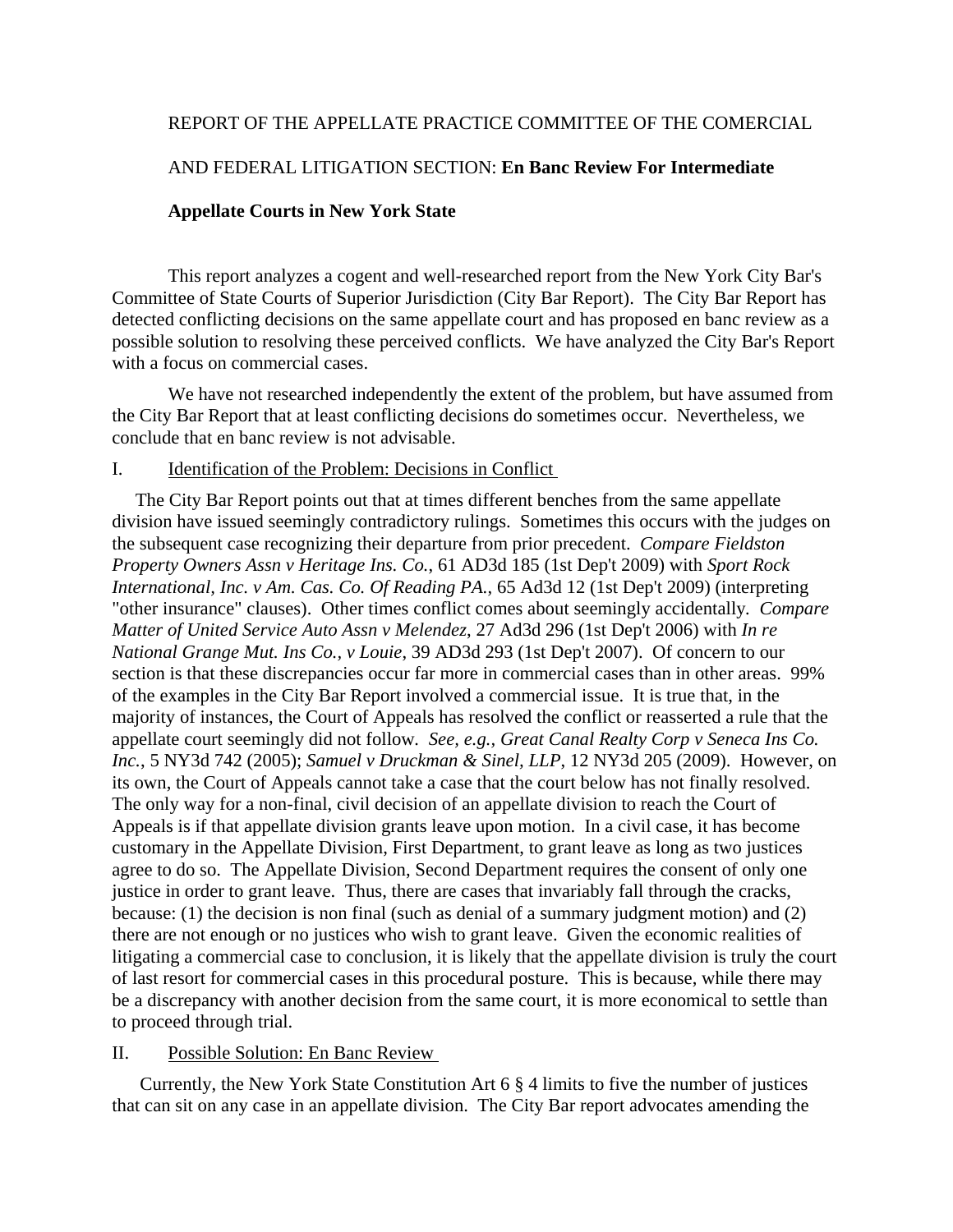REPORT OF THE APPELLATE PRACTICE COMMITTEE OF THE COMERCIAL AND FEDERAL LITIGATION SECTION: **En Banc Review For Intermediate Appellate Courts in New York State**

This report analyzes a cogent and well-researched report from the New York City Bar's Committee of State Courts of Superior Jurisdiction (City Bar Report). The City Bar Report has detected conflicting decisions on the same appellate court and has proposed en banc review as a possible solution to resolving these perceived conflicts. We have analyzed the City Bar's Report with a focus on commercial cases.

We have not researched independently the extent of the problem, but have assumed from the City Bar Report that at least conflicting decisions do sometimes occur. Nevertheless, we conclude that en banc review is not advisable.

## I. Identification of the Problem: Decisions in Conflict

The City Bar Report points out that at times different benches from the same appellate division have issued seemingly contradictory rulings. Sometimes this occurs with the judges on the subsequent case recognizing their departure from prior precedent. *Compare Fieldston Property Owners Assn v Heritage Ins. Co.*, 61 AD3d 185 (1st Dep't 2009) with *Sport Rock International, Inc. v Am. Cas. Co. Of Reading PA.*, 65 Ad3d 12 (1st Dep't 2009) (interpreting "other insurance" clauses). Other times conflict comes about seemingly accidentally. *Compare Matter of United Service Auto Assn v Melendez*, 27 Ad3d 296 (1st Dep't 2006) with *In re National Grange Mut. Ins Co., v Louie*, 39 AD3d 293 (1st Dep't 2007). Of concern to our section is that these discrepancies occur far more in commercial cases than in other areas. 99% of the examples in the City Bar Report involved a commercial issue. It is true that, in the majority of instances, the Court of Appeals has resolved the conflict or reasserted a rule that the appellate court seemingly did not follow. *See, e.g., Great Canal Realty Corp v Seneca Ins Co. Inc.*, 5 NY3d 742 (2005); *Samuel v Druckman & Sinel, LLP*, 12 NY3d 205 (2009). However, on its own, the Court of Appeals cannot take a case that the court below has not finally resolved. The only way for a non-final, civil decision of an appellate division to reach the Court of Appeals is if that appellate division grants leave upon motion. In a civil case, it has become customary in the Appellate Division, First Department, to grant leave as long as two justices agree to do so. The Appellate Division, Second Department requires the consent of only one justice in order to grant leave. Thus, there are cases that invariably fall through the cracks, because: (1) the decision is non final (such as denial of a summary judgment motion) and (2) there are not enough or no justices who wish to grant leave. Given the economic realities of litigating a commercial case to conclusion, it is likely that the appellate division is truly the court of last resort for commercial cases in this procedural posture. This is because, while there may be a discrepancy with another decision from the same court, it is more economical to settle than to proceed through trial.

## II. Possible Solution: En Banc Review

Currently, the New York State Constitution Art 6 § 4 limits to five the number of justices that can sit on any case in an appellate division. The City Bar report advocates amending the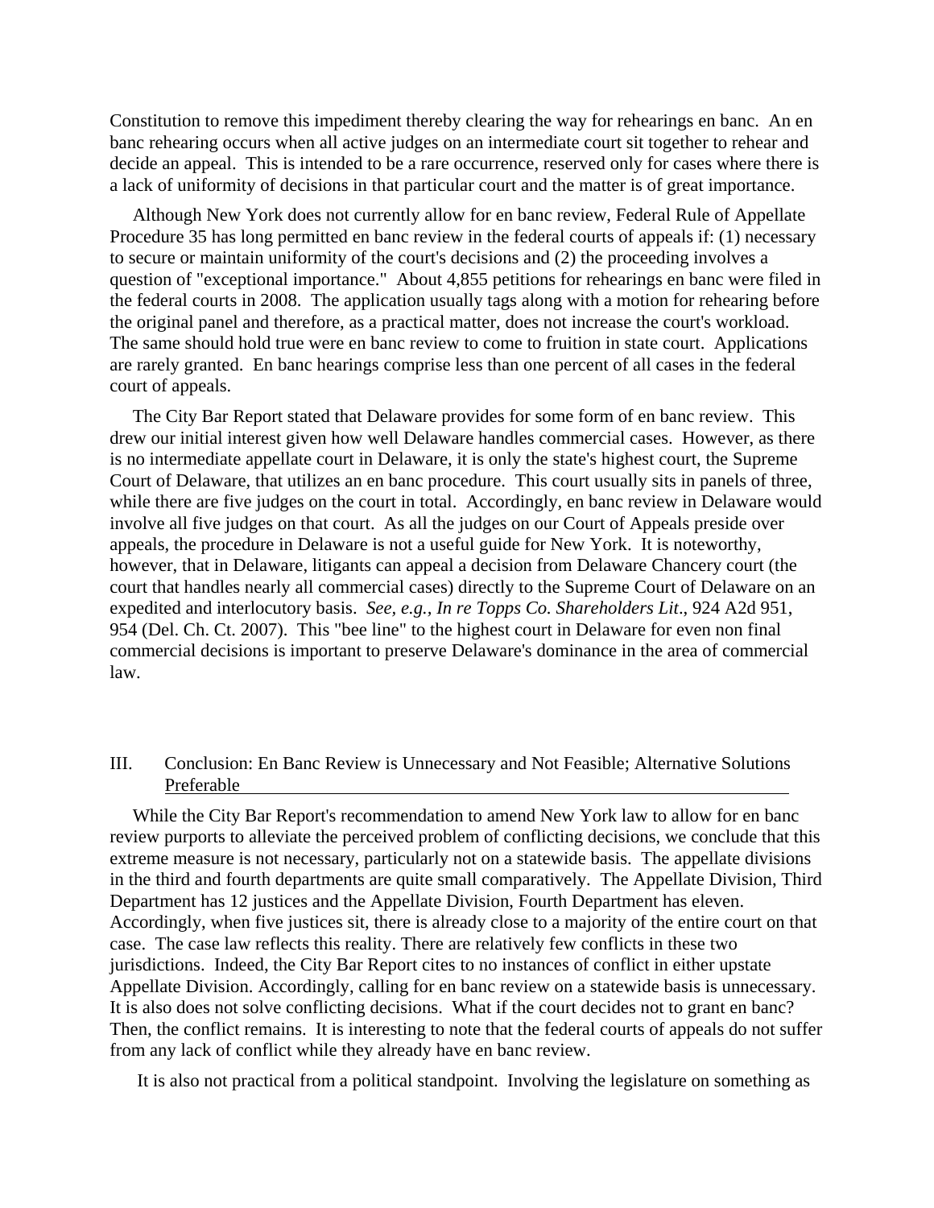Constitution to remove this impediment thereby clearing the way for rehearings en banc. An en banc rehearing occurs when all active judges on an intermediate court sit together to rehear and decide an appeal. This is intended to be a rare occurrence, reserved only for cases where there is a lack of uniformity of decisions in that particular court and the matter is of great importance.

Although New York does not currently allow for en banc review, Federal Rule of Appellate Procedure 35 has long permitted en banc review in the federal courts of appeals if: (1) necessary to secure or maintain uniformity of the court's decisions and (2) the proceeding involves a question of "exceptional importance." About 4,855 petitions for rehearings en banc were filed in the federal courts in 2008. The application usually tags along with a motion for rehearing before the original panel and therefore, as a practical matter, does not increase the court's workload. The same should hold true were en banc review to come to fruition in state court. Applications are rarely granted. En banc hearings comprise less than one percent of all cases in the federal court of appeals.

The City Bar Report stated that Delaware provides for some form of en banc review. This drew our initial interest given how well Delaware handles commercial cases. However, as there is no intermediate appellate court in Delaware, it is only the state's highest court, the Supreme Court of Delaware, that utilizes an en banc procedure. This court usually sits in panels of three, while there are five judges on the court in total. Accordingly, en banc review in Delaware would involve all five judges on that court. As all the judges on our Court of Appeals preside over appeals, the procedure in Delaware is not a useful guide for New York. It is noteworthy, however, that in Delaware, litigants can appeal a decision from Delaware Chancery court (the court that handles nearly all commercial cases) directly to the Supreme Court of Delaware on an expedited and interlocutory basis. *See, e.g., In re Topps Co. Shareholders Lit*., 924 A2d 951, 954 (Del. Ch. Ct. 2007). This "bee line" to the highest court in Delaware for even non final commercial decisions is important to preserve Delaware's dominance in the area of commercial law.

## III. Conclusion: En Banc Review is Unnecessary and Not Feasible; Alternative Solutions Preferable

While the City Bar Report's recommendation to amend New York law to allow for en banc review purports to alleviate the perceived problem of conflicting decisions, we conclude that this extreme measure is not necessary, particularly not on a statewide basis. The appellate divisions in the third and fourth departments are quite small comparatively. The Appellate Division, Third Department has 12 justices and the Appellate Division, Fourth Department has eleven. Accordingly, when five justices sit, there is already close to a majority of the entire court on that case. The case law reflects this reality. There are relatively few conflicts in these two jurisdictions. Indeed, the City Bar Report cites to no instances of conflict in either upstate Appellate Division. Accordingly, calling for en banc review on a statewide basis is unnecessary. It is also does not solve conflicting decisions. What if the court decides not to grant en banc? Then, the conflict remains. It is interesting to note that the federal courts of appeals do not suffer from any lack of conflict while they already have en banc review.

It is also not practical from a political standpoint. Involving the legislature on something as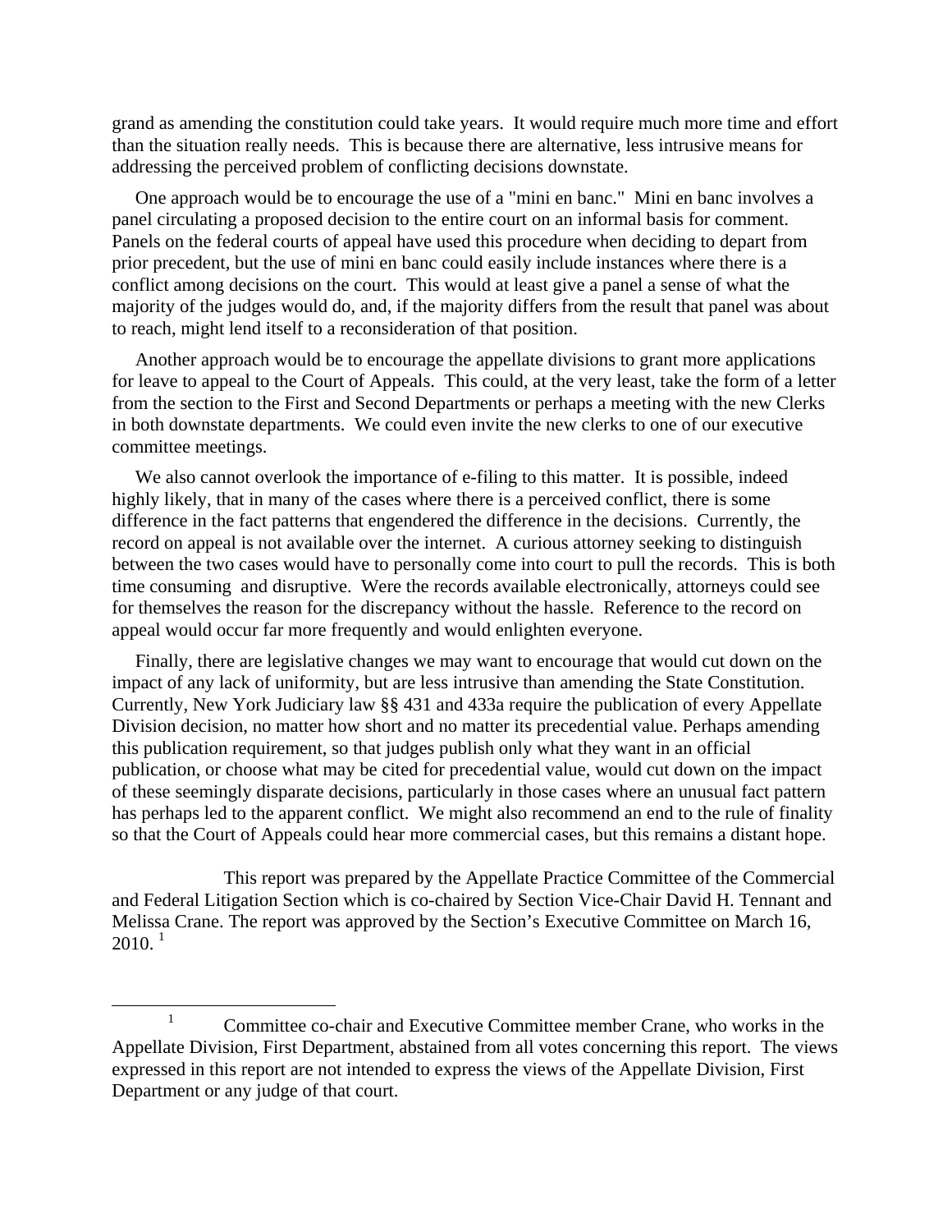grand as amending the constitution could take years. It would require much more time and effort than the situation really needs. This is because there are alternative, less intrusive means for addressing the perceived problem of conflicting decisions downstate.

One approach would be to encourage the use of a "mini en banc." Mini en banc involves a panel circulating a proposed decision to the entire court on an informal basis for comment. Panels on the federal courts of appeal have used this procedure when deciding to depart from prior precedent, but the use of mini en banc could easily include instances where there is a conflict among decisions on the court. This would at least give a panel a sense of what the majority of the judges would do, and, if the majority differs from the result that panel was about to reach, might lend itself to a reconsideration of that position.

Another approach would be to encourage the appellate divisions to grant more applications for leave to appeal to the Court of Appeals. This could, at the very least, take the form of a letter from the section to the First and Second Departments or perhaps a meeting with the new Clerks in both downstate departments. We could even invite the new clerks to one of our executive committee meetings.

We also cannot overlook the importance of e-filing to this matter. It is possible, indeed highly likely, that in many of the cases where there is a perceived conflict, there is some difference in the fact patterns that engendered the difference in the decisions. Currently, the record on appeal is not available over the internet. A curious attorney seeking to distinguish between the two cases would have to personally come into court to pull the records. This is both time consuming and disruptive. Were the records available electronically, attorneys could see for themselves the reason for the discrepancy without the hassle. Reference to the record on appeal would occur far more frequently and would enlighten everyone.

Finally, there are legislative changes we may want to encourage that would cut down on the impact of any lack of uniformity, but are less intrusive than amending the State Constitution. Currently, New York Judiciary law §§ 431 and 433a require the publication of every Appellate Division decision, no matter how short and no matter its precedential value. Perhaps amending this publication requirement, so that judges publish only what they want in an official publication, or choose what may be cited for precedential value, would cut down on the impact of these seemingly disparate decisions, particularly in those cases where an unusual fact pattern has perhaps led to the apparent conflict. We might also recommend an end to the rule of finality so that the Court of Appeals could hear more commercial cases, but this remains a distant hope.

This report was prepared by the Appellate Practice Committee of the Commercial and Federal Litigation Section which is co-chaired by Section Vice-Chair David H. Tennant and Melissa Crane. The report was approved by the Section's Executive Committee on March 16, 2010. [1]

---

[1] Committee co-chair and Executive Committee member Crane, who works in the Appellate Division, First Department, abstained from all votes concerning this report. The views expressed in this report are not intended to express the views of the Appellate Division, First Department or any judge of that court.